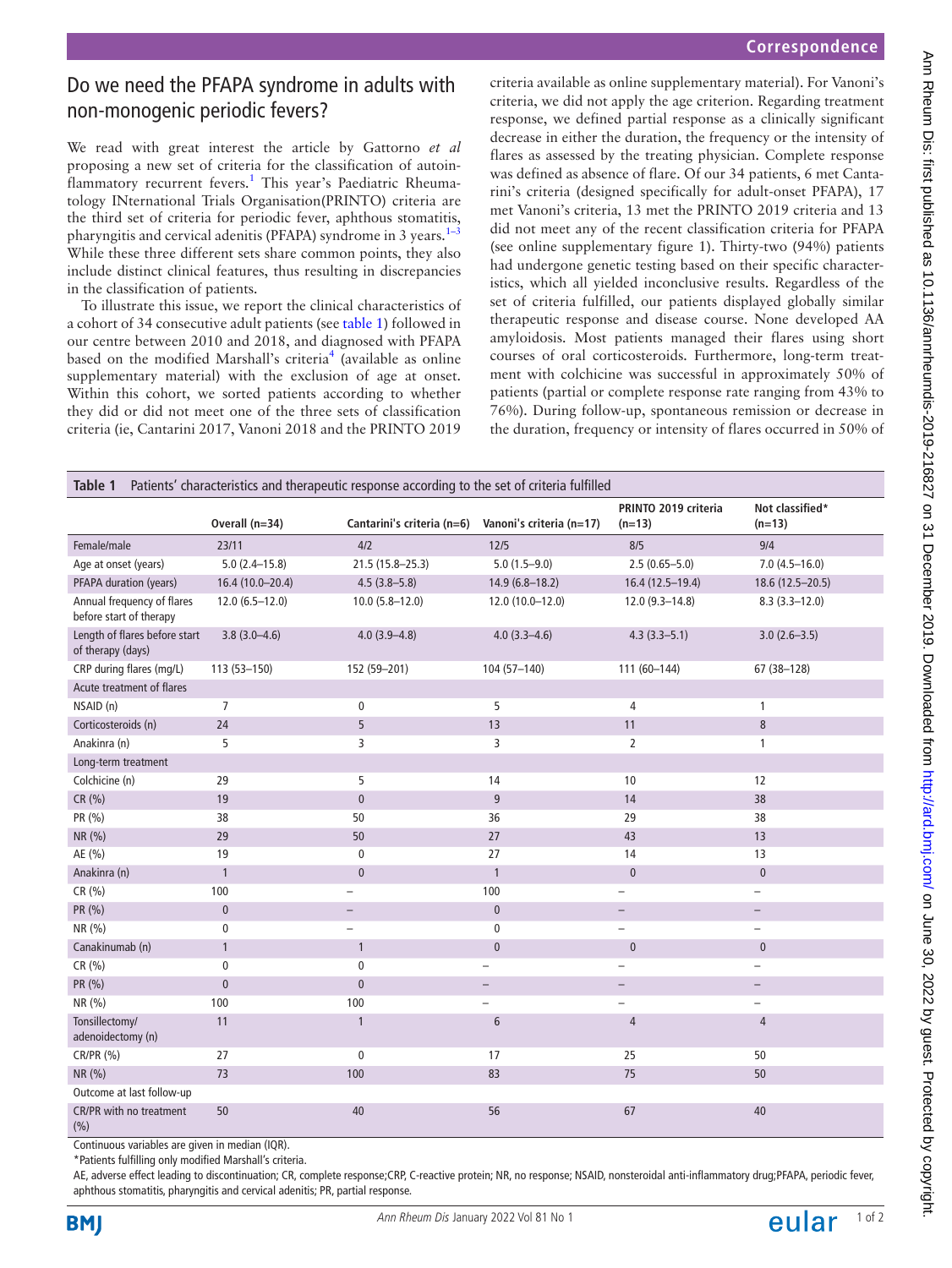# Do we need the PFAPA syndrome in adults with non-monogenic periodic fevers?

We read with great interest the article by Gattorno *et al* proposing a new set of criteria for the classification of autoinflammatory recurrent fevers.[1] This year's Paediatric Rheumatology INternational Trials Organisation(PRINTO) criteria are the third set of criteria for periodic fever, aphthous stomatitis, pharyngitis and cervical adenitis (PFAPA) syndrome in 3 years.[1–3] While these three different sets share common points, they also include distinct clinical features, thus resulting in discrepancies in the classification of patients.

To illustrate this issue, we report the clinical characteristics of a cohort of 34 consecutive adult patients (see table 1) followed in our centre between 2010 and 2018, and diagnosed with PFAPA based on the modified Marshall's criteria[4] (available as online supplementary material) with the exclusion of age at onset. Within this cohort, we sorted patients according to whether they did or did not meet one of the three sets of classification criteria (ie, Cantarini 2017, Vanoni 2018 and the PRINTO 2019 criteria available as online supplementary material). For Vanoni's criteria, we did not apply the age criterion. Regarding treatment response, we defined partial response as a clinically significant decrease in either the duration, the frequency or the intensity of flares as assessed by the treating physician. Complete response was defined as absence of flare. Of our 34 patients, 6 met Cantarini's criteria (designed specifically for adult-onset PFAPA), 17 met Vanoni's criteria, 13 met the PRINTO 2019 criteria and 13 did not meet any of the recent classification criteria for PFAPA (see online supplementary figure 1). Thirty-two (94%) patients had undergone genetic testing based on their specific characteristics, which all yielded inconclusive results. Regardless of the set of criteria fulfilled, our patients displayed globally similar therapeutic response and disease course. None developed AA amyloidosis. Most patients managed their flares using short courses of oral corticosteroids. Furthermore, long-term treatment with colchicine was successful in approximately 50% of patients (partial or complete response rate ranging from 43% to 76%). During follow-up, spontaneous remission or decrease in the duration, frequency or intensity of flares occurred in 50% of

**Table 1** Patients' characteristics and therapeutic response according to the set of criteria fulfilled

| | Overall (n=34) | Cantarini's criteria (n=6) | Vanoni's criteria (n=17) | PRINTO 2019 criteria (n=13) | Not classified* (n=13) |
|---|---|---|---|---|---|
| Female/male | 23/11 | 4/2 | 12/5 | 8/5 | 9/4 |
| Age at onset (years) | 5.0 (2.4–15.8) | 21.5 (15.8–25.3) | 5.0 (1.5–9.0) | 2.5 (0.65–5.0) | 7.0 (4.5–16.0) |
| PFAPA duration (years) | 16.4 (10.0–20.4) | 4.5 (3.8–5.8) | 14.9 (6.8–18.2) | 16.4 (12.5–19.4) | 18.6 (12.5–20.5) |
| Annual frequency of flares before start of therapy | 12.0 (6.5–12.0) | 10.0 (5.8–12.0) | 12.0 (10.0–12.0) | 12.0 (9.3–14.8) | 8.3 (3.3–12.0) |
| Length of flares before start of therapy (days) | 3.8 (3.0–4.6) | 4.0 (3.9–4.8) | 4.0 (3.3–4.6) | 4.3 (3.3–5.1) | 3.0 (2.6–3.5) |
| CRP during flares (mg/L) | 113 (53–150) | 152 (59–201) | 104 (57–140) | 111 (60–144) | 67 (38–128) |
| Acute treatment of flares | | | | | |
| NSAID (n) | 7 | 0 | 5 | 4 | 1 |
| Corticosteroids (n) | 24 | 5 | 13 | 11 | 8 |
| Anakinra (n) | 5 | 3 | 3 | 2 | 1 |
| Long-term treatment | | | | | |
| Colchicine (n) | 29 | 5 | 14 | 10 | 12 |
| CR (%) | 19 | 0 | 9 | 14 | 38 |
| PR (%) | 38 | 50 | 36 | 29 | 38 |
| NR (%) | 29 | 50 | 27 | 43 | 13 |
| AE (%) | 19 | 0 | 27 | 14 | 13 |
| Anakinra (n) | 1 | 0 | 1 | 0 | 0 |
| CR (%) | 100 | – | 100 | – | – |
| PR (%) | 0 | – | 0 | – | – |
| NR (%) | 0 | – | 0 | – | – |
| Canakinumab (n) | 1 | 1 | 0 | 0 | 0 |
| CR (%) | 0 | 0 | – | – | – |
| PR (%) | 0 | 0 | – | – | – |
| NR (%) | 100 | 100 | – | – | – |
| Tonsillectomy/ adenoidectomy (n) | 11 | 1 | 6 | 4 | 4 |
| CR/PR (%) | 27 | 0 | 17 | 25 | 50 |
| NR (%) | 73 | 100 | 83 | 75 | 50 |
| Outcome at last follow-up | | | | | |
| CR/PR with no treatment (%) | 50 | 40 | 56 | 67 | 40 |

Continuous variables are given in median (IQR).

*Patients fulfilling only modified Marshall's criteria.

AE, adverse effect leading to discontinuation; CR, complete response;CRP, C-reactive protein; NR, no response; NSAID, nonsteroidal anti-inflammatory drug;PFAPA, periodic fever, aphthous stomatitis, pharyngitis and cervical adenitis; PR, partial response.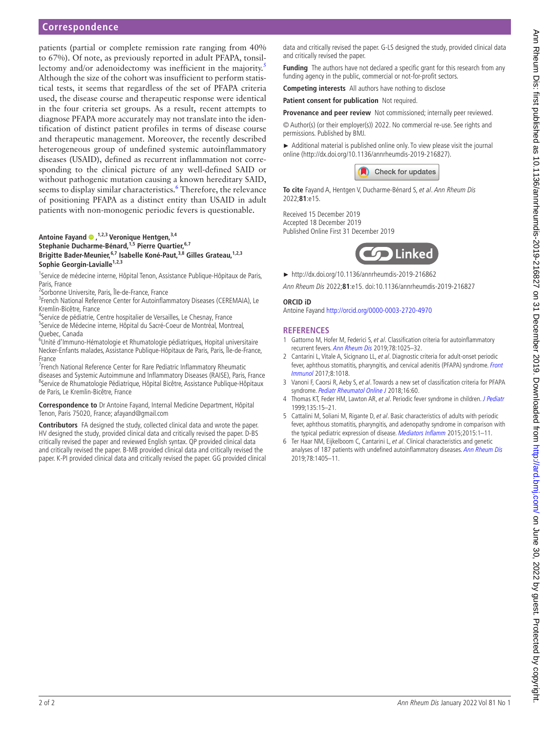patients (partial or complete remission rate ranging from 40% to 67%). Of note, as previously reported in adult PFAPA, tonsillectomy and/or adenoidectomy was inefficient in the majority.[5] Although the size of the cohort was insufficient to perform statistical tests, it seems that regardless of the set of PFAPA criteria used, the disease course and therapeutic response were identical in the four criteria set groups. As a result, recent attempts to diagnose PFAPA more accurately may not translate into the identification of distinct patient profiles in terms of disease course and therapeutic management. Moreover, the recently described heterogeneous group of undefined systemic autoinflammatory diseases (USAID), defined as recurrent inflammation not corresponding to the clinical picture of any well-defined SAID or without pathogenic mutation causing a known hereditary SAID, seems to display similar characteristics.[6] Therefore, the relevance of positioning PFAPA as a distinct entity than USAID in adult patients with non-monogenic periodic fevers is questionable.

**Antoine Fayand**,[1,2,3] **Veronique Hentgen**,[3,4] **Stephanie Ducharme-Bénard**,[1,5] **Pierre Quartier**,[6,7] **Brigitte Bader-Meunier**,[6,7] **Isabelle Koné-Paut**,[3,8] **Gilles Grateau**,[1,2,3] **Sophie Georgin-Lavialle**[1,2,3]

[1]Service de médecine interne, Hôpital Tenon, Assistance Publique-Hôpitaux de Paris, Paris, France
[2]Sorbonne Universite, Paris, Île-de-France, France
[3]French National Reference Center for Autoinflammatory Diseases (CEREMAIA), Le Kremlin-Bicêtre, France
[4]Service de pédiatrie, Centre hospitalier de Versailles, Le Chesnay, France
[5]Service de Médecine interne, Hôpital du Sacré-Coeur de Montréal, Montreal, Quebec, Canada
[6]Unité d'Immuno-Hématologie et Rhumatologie pédiatriques, Hopital universitaire Necker-Enfants malades, Assistance Publique-Hôpitaux de Paris, Paris, Île-de-France, France
[7]French National Reference Center for Rare Pediatric Inflammatory Rheumatic diseases and Systemic Autoimmune and Inflammatory Diseases (RAISE), Paris, France
[8]Service de Rhumatologie Pédiatrique, Hôpital Bicêtre, Assistance Publique-Hôpitaux de Paris, Le Kremlin-Bicêtre, France

**Correspondence to** Dr Antoine Fayand, Internal Medicine Department, Hôpital Tenon, Paris 75020, France; afayand@gmail.com

**Contributors** FA designed the study, collected clinical data and wrote the paper. HV designed the study, provided clinical data and critically revised the paper. D-BS critically revised the paper and reviewed English syntax. QP provided clinical data and critically revised the paper. B-MB provided clinical data and critically revised the paper. K-PI provided clinical data and critically revised the paper. GG provided clinical data and critically revised the paper. G-LS designed the study, provided clinical data and critically revised the paper.

**Funding** The authors have not declared a specific grant for this research from any funding agency in the public, commercial or not-for-profit sectors.

**Competing interests** All authors have nothing to disclose

**Patient consent for publication** Not required.

**Provenance and peer review** Not commissioned; internally peer reviewed.

© Author(s) (or their employer(s)) 2022. No commercial re-use. See rights and permissions. Published by BMJ.

► Additional material is published online only. To view please visit the journal online (http://dx.doi.org/10.1136/annrheumdis-2019-216827).

**To cite** Fayand A, Hentgen V, Ducharme-Bénard S, *et al*. *Ann Rheum Dis* 2022;**81**:e15.

Received 15 December 2019
Accepted 18 December 2019
Published Online First 31 December 2019

► http://dx.doi.org/10.1136/annrheumdis-2019-216862

*Ann Rheum Dis* 2022;**81**:e15. doi:10.1136/annrheumdis-2019-216827

**ORCID iD**
Antoine Fayand http://orcid.org/0000-0003-2720-4970

## REFERENCES

1. Gattorno M, Hofer M, Federici S, *et al*. Classification criteria for autoinflammatory recurrent fevers. *Ann Rheum Dis* 2019;78:1025–32.
2. Cantarini L, Vitale A, Sicignano LL, *et al*. Diagnostic criteria for adult-onset periodic fever, aphthous stomatitis, pharyngitis, and cervical adenitis (PFAPA) syndrome. *Front Immunol* 2017;8:1018.
3. Vanoni F, Caorsi R, Aeby S, *et al*. Towards a new set of classification criteria for PFAPA syndrome. *Pediatr Rheumatol Online J* 2018;16:60.
4. Thomas KT, Feder HM, Lawton AR, *et al*. Periodic fever syndrome in children. *J Pediatr* 1999;135:15–21.
5. Cattalini M, Soliani M, Rigante D, *et al*. Basic characteristics of adults with periodic fever, aphthous stomatitis, pharyngitis, and adenopathy syndrome in comparison with the typical pediatric expression of disease. *Mediators Inflamm* 2015;2015:1–11.
6. Ter Haar NM, Eijkelboom C, Cantarini L, *et al*. Clinical characteristics and genetic analyses of 187 patients with undefined autoinflammatory diseases. *Ann Rheum Dis* 2019;78:1405–11.